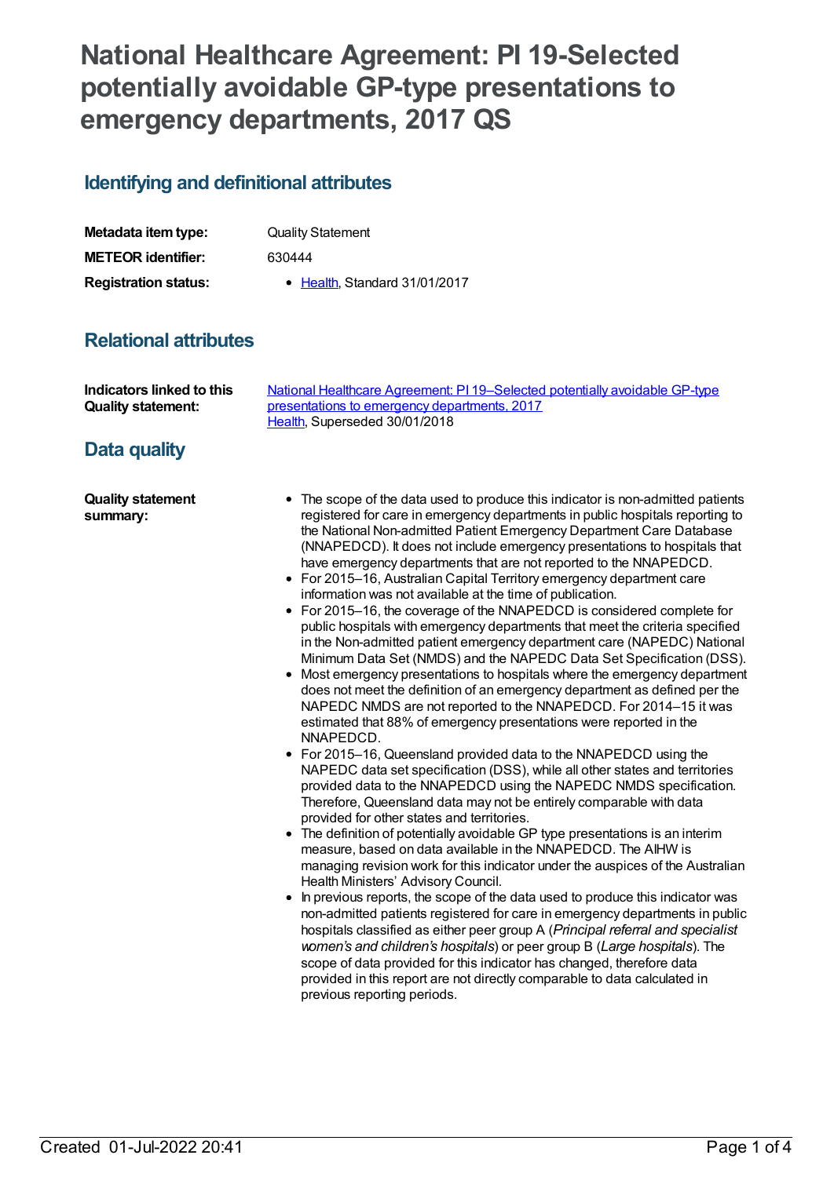# National Healthcare Agreement: PI 19-Selected potentially avoidable GP-type presentations to emergency departments, 2017 QS

## Identifying and definitional attributes

| | |
|---|---|
| **Metadata item type:** | Quality Statement |
| **METEOR identifier:** | 630444 |
| **Registration status:** | • Health, Standard 31/01/2017 |

## Relational attributes

| | |
|---|---|
| **Indicators linked to this Quality statement:** | National Healthcare Agreement: PI 19–Selected potentially avoidable GP-type presentations to emergency departments, 2017<br>Health, Superseded 30/01/2018 |

## Data quality

**Quality statement summary:**

- The scope of the data used to produce this indicator is non-admitted patients registered for care in emergency departments in public hospitals reporting to the National Non-admitted Patient Emergency Department Care Database (NNAPEDCD). It does not include emergency presentations to hospitals that have emergency departments that are not reported to the NNAPEDCD.
- For 2015–16, Australian Capital Territory emergency department care information was not available at the time of publication.
- For 2015–16, the coverage of the NNAPEDCD is considered complete for public hospitals with emergency departments that meet the criteria specified in the Non-admitted patient emergency department care (NAPEDC) National Minimum Data Set (NMDS) and the NAPEDC Data Set Specification (DSS).
- Most emergency presentations to hospitals where the emergency department does not meet the definition of an emergency department as defined per the NAPEDC NMDS are not reported to the NNAPEDCD. For 2014–15 it was estimated that 88% of emergency presentations were reported in the NNAPEDCD.
- For 2015–16, Queensland provided data to the NNAPEDCD using the NAPEDC data set specification (DSS), while all other states and territories provided data to the NNAPEDCD using the NAPEDC NMDS specification. Therefore, Queensland data may not be entirely comparable with data provided for other states and territories.
- The definition of potentially avoidable GP type presentations is an interim measure, based on data available in the NNAPEDCD. The AIHW is managing revision work for this indicator under the auspices of the Australian Health Ministers' Advisory Council.
- In previous reports, the scope of the data used to produce this indicator was non-admitted patients registered for care in emergency departments in public hospitals classified as either peer group A (*Principal referral and specialist women's and children's hospitals*) or peer group B (*Large hospitals*). The scope of data provided for this indicator has changed, therefore data provided in this report are not directly comparable to data calculated in previous reporting periods.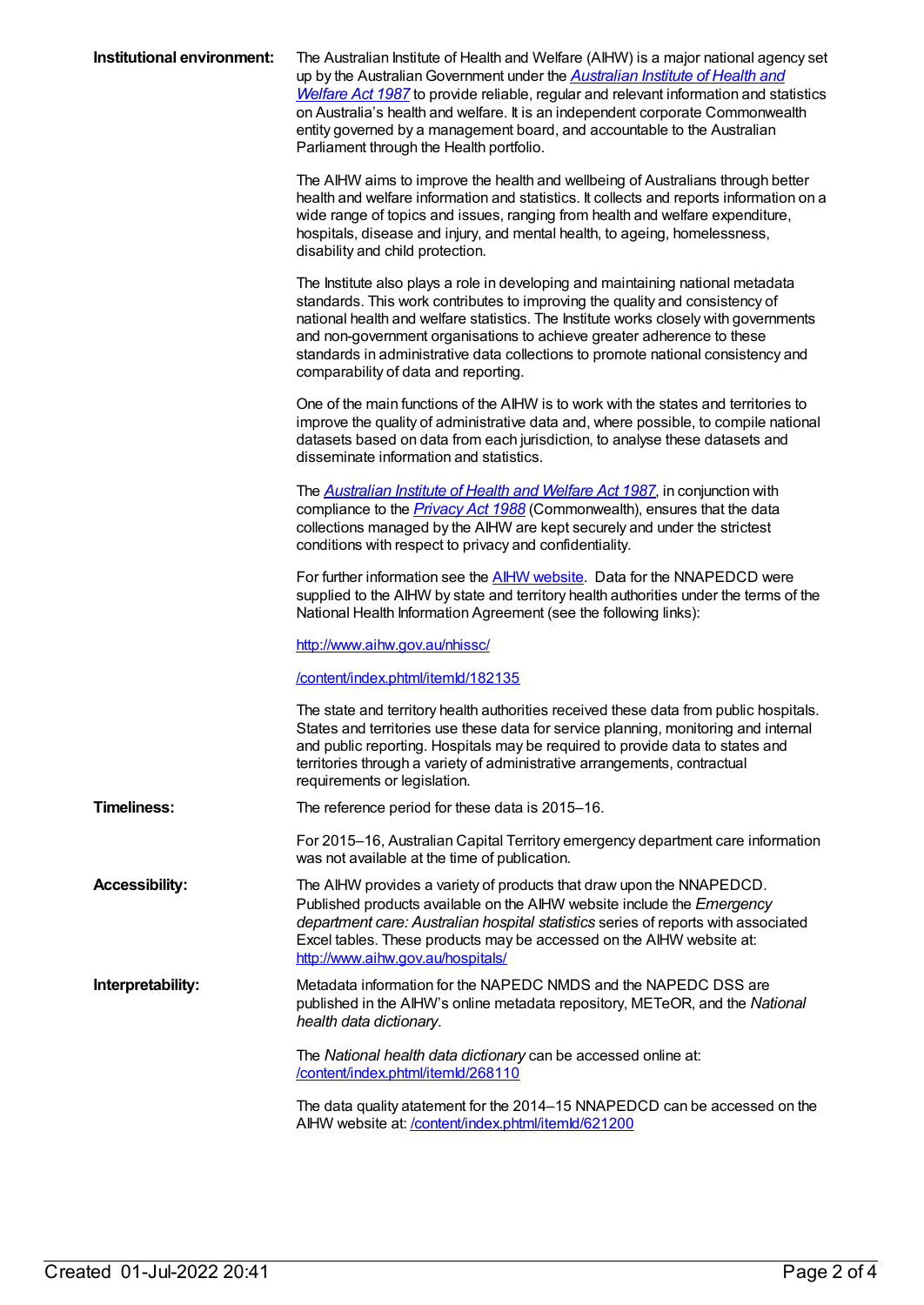**Institutional environment:**

The Australian Institute of Health and Welfare (AIHW) is a major national agency set up by the Australian Government under the *Australian Institute of Health and Welfare Act 1987* to provide reliable, regular and relevant information and statistics on Australia's health and welfare. It is an independent corporate Commonwealth entity governed by a management board, and accountable to the Australian Parliament through the Health portfolio.

The AIHW aims to improve the health and wellbeing of Australians through better health and welfare information and statistics. It collects and reports information on a wide range of topics and issues, ranging from health and welfare expenditure, hospitals, disease and injury, and mental health, to ageing, homelessness, disability and child protection.

The Institute also plays a role in developing and maintaining national metadata standards. This work contributes to improving the quality and consistency of national health and welfare statistics. The Institute works closely with governments and non-government organisations to achieve greater adherence to these standards in administrative data collections to promote national consistency and comparability of data and reporting.

One of the main functions of the AIHW is to work with the states and territories to improve the quality of administrative data and, where possible, to compile national datasets based on data from each jurisdiction, to analyse these datasets and disseminate information and statistics.

The *Australian Institute of Health and Welfare Act 1987*, in conjunction with compliance to the *Privacy Act 1988* (Commonwealth), ensures that the data collections managed by the AIHW are kept securely and under the strictest conditions with respect to privacy and confidentiality.

For further information see the AIHW website. Data for the NNAPEDCD were supplied to the AIHW by state and territory health authorities under the terms of the National Health Information Agreement (see the following links):

http://www.aihw.gov.au/nhissc/

/content/index.phtml/itemId/182135

The state and territory health authorities received these data from public hospitals. States and territories use these data for service planning, monitoring and internal and public reporting. Hospitals may be required to provide data to states and territories through a variety of administrative arrangements, contractual requirements or legislation.

**Timeliness:**

The reference period for these data is 2015–16.

For 2015–16, Australian Capital Territory emergency department care information was not available at the time of publication.

**Accessibility:**

The AIHW provides a variety of products that draw upon the NNAPEDCD. Published products available on the AIHW website include the *Emergency department care: Australian hospital statistics* series of reports with associated Excel tables. These products may be accessed on the AIHW website at: http://www.aihw.gov.au/hospitals/

**Interpretability:**

Metadata information for the NAPEDC NMDS and the NAPEDC DSS are published in the AIHW's online metadata repository, METeOR, and the *National health data dictionary*.

The *National health data dictionary* can be accessed online at: /content/index.phtml/itemId/268110

The data quality atatement for the 2014–15 NNAPEDCD can be accessed on the AIHW website at: /content/index.phtml/itemId/621200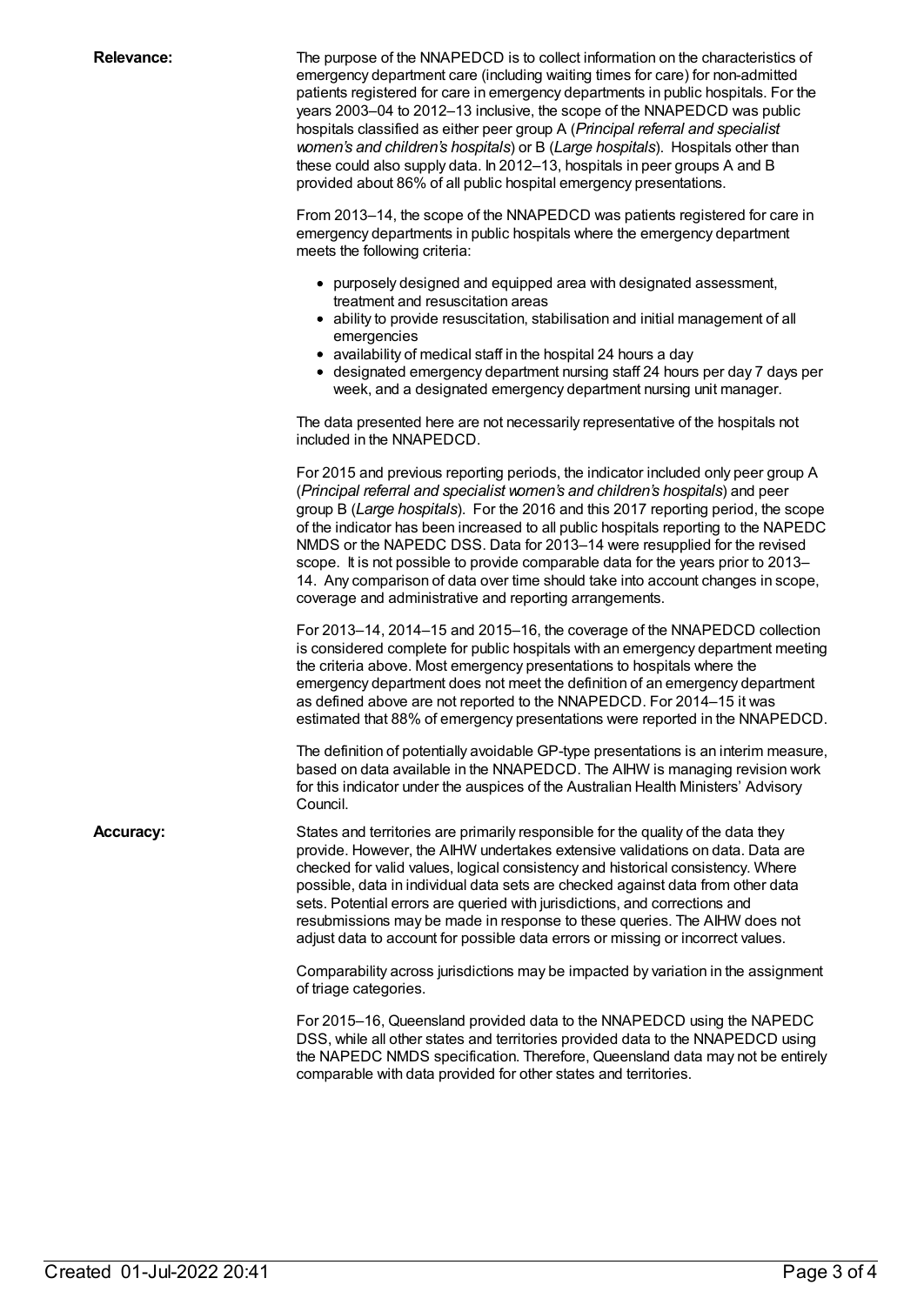**Relevance:**

The purpose of the NNAPEDCD is to collect information on the characteristics of emergency department care (including waiting times for care) for non-admitted patients registered for care in emergency departments in public hospitals. For the years 2003–04 to 2012–13 inclusive, the scope of the NNAPEDCD was public hospitals classified as either peer group A (*Principal referral and specialist women's and children's hospitals*) or B (*Large hospitals*). Hospitals other than these could also supply data. In 2012–13, hospitals in peer groups A and B provided about 86% of all public hospital emergency presentations.

From 2013–14, the scope of the NNAPEDCD was patients registered for care in emergency departments in public hospitals where the emergency department meets the following criteria:

- purposely designed and equipped area with designated assessment, treatment and resuscitation areas
- ability to provide resuscitation, stabilisation and initial management of all emergencies
- availability of medical staff in the hospital 24 hours a day
- designated emergency department nursing staff 24 hours per day 7 days per week, and a designated emergency department nursing unit manager.

The data presented here are not necessarily representative of the hospitals not included in the NNAPEDCD.

For 2015 and previous reporting periods, the indicator included only peer group A (*Principal referral and specialist women's and children's hospitals*) and peer group B (*Large hospitals*). For the 2016 and this 2017 reporting period, the scope of the indicator has been increased to all public hospitals reporting to the NAPEDC NMDS or the NAPEDC DSS. Data for 2013–14 were resupplied for the revised scope. It is not possible to provide comparable data for the years prior to 2013–14. Any comparison of data over time should take into account changes in scope, coverage and administrative and reporting arrangements.

For 2013–14, 2014–15 and 2015–16, the coverage of the NNAPEDCD collection is considered complete for public hospitals with an emergency department meeting the criteria above. Most emergency presentations to hospitals where the emergency department does not meet the definition of an emergency department as defined above are not reported to the NNAPEDCD. For 2014–15 it was estimated that 88% of emergency presentations were reported in the NNAPEDCD.

The definition of potentially avoidable GP-type presentations is an interim measure, based on data available in the NNAPEDCD. The AIHW is managing revision work for this indicator under the auspices of the Australian Health Ministers' Advisory Council.

**Accuracy:**

States and territories are primarily responsible for the quality of the data they provide. However, the AIHW undertakes extensive validations on data. Data are checked for valid values, logical consistency and historical consistency. Where possible, data in individual data sets are checked against data from other data sets. Potential errors are queried with jurisdictions, and corrections and resubmissions may be made in response to these queries. The AIHW does not adjust data to account for possible data errors or missing or incorrect values.

Comparability across jurisdictions may be impacted by variation in the assignment of triage categories.

For 2015–16, Queensland provided data to the NNAPEDCD using the NAPEDC DSS, while all other states and territories provided data to the NNAPEDCD using the NAPEDC NMDS specification. Therefore, Queensland data may not be entirely comparable with data provided for other states and territories.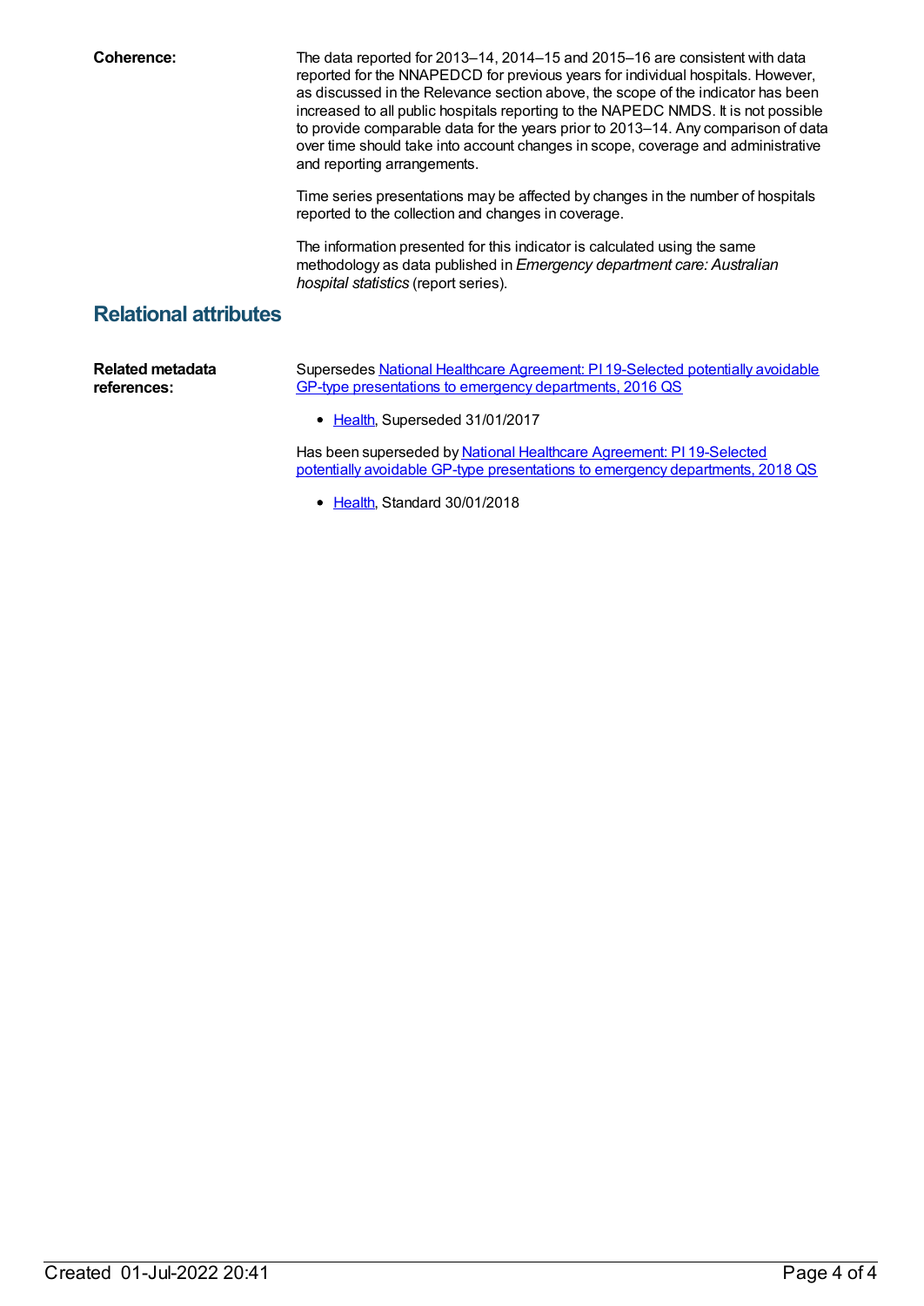**Coherence:**

The data reported for 2013–14, 2014–15 and 2015–16 are consistent with data reported for the NNAPEDCD for previous years for individual hospitals. However, as discussed in the Relevance section above, the scope of the indicator has been increased to all public hospitals reporting to the NAPEDC NMDS. It is not possible to provide comparable data for the years prior to 2013–14. Any comparison of data over time should take into account changes in scope, coverage and administrative and reporting arrangements.

Time series presentations may be affected by changes in the number of hospitals reported to the collection and changes in coverage.

The information presented for this indicator is calculated using the same methodology as data published in *Emergency department care: Australian hospital statistics* (report series).

## Relational attributes

**Related metadata references:**

Supersedes National Healthcare Agreement: PI 19-Selected potentially avoidable GP-type presentations to emergency departments, 2016 QS

- Health, Superseded 31/01/2017

Has been superseded by National Healthcare Agreement: PI 19-Selected potentially avoidable GP-type presentations to emergency departments, 2018 QS

- Health, Standard 30/01/2018